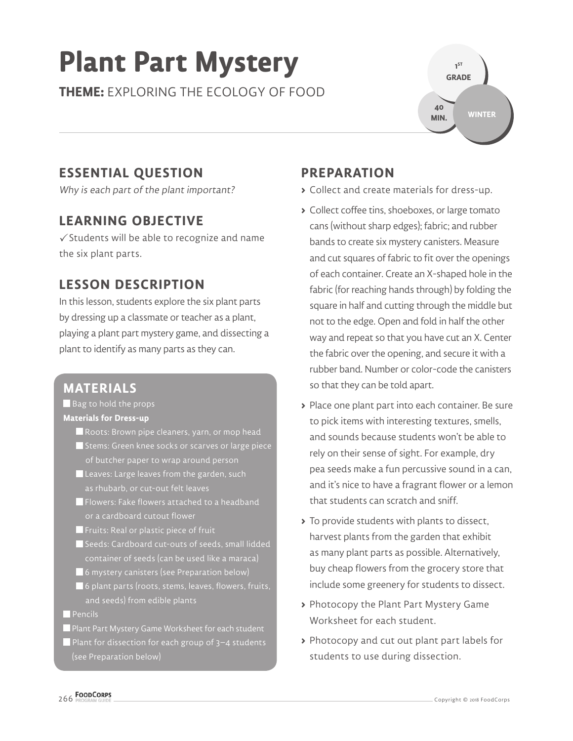# Plant Part Mystery

**THEME:** EXPLORING THE ECOLOGY OF FOOD

1ST GRADE

40 MIN.

WINTER

## ESSENTIAL QUESTION

*Why is each part of the plant important?*

## LEARNING OBJECTIVE

✓ Students will be able to recognize and name the six plant parts.

## LESSON DESCRIPTION

In this lesson, students explore the six plant parts by dressing up a classmate or teacher as a plant, playing a plant part mystery game, and dissecting a plant to identify as many parts as they can.

## MATERIALS

- Bag to hold the props

**Materials for Dress-up**

  - Roots: Brown pipe cleaners, yarn, or mop head
  - Stems: Green knee socks or scarves or large piece of butcher paper to wrap around person
  - Leaves: Large leaves from the garden, such as rhubarb, or cut-out felt leaves
  - Flowers: Fake flowers attached to a headband or a cardboard cutout flower
  - Fruits: Real or plastic piece of fruit
  - Seeds: Cardboard cut-outs of seeds, small lidded container of seeds (can be used like a maraca)
  - 6 mystery canisters (see Preparation below)
  - 6 plant parts (roots, stems, leaves, flowers, fruits, and seeds) from edible plants
- Pencils
- Plant Part Mystery Game Worksheet for each student
- Plant for dissection for each group of 3–4 students (see Preparation below)

## PREPARATION

- Collect and create materials for dress-up.
- Collect coffee tins, shoeboxes, or large tomato cans (without sharp edges); fabric; and rubber bands to create six mystery canisters. Measure and cut squares of fabric to fit over the openings of each container. Create an X-shaped hole in the fabric (for reaching hands through) by folding the square in half and cutting through the middle but not to the edge. Open and fold in half the other way and repeat so that you have cut an X. Center the fabric over the opening, and secure it with a rubber band. Number or color-code the canisters so that they can be told apart.
- Place one plant part into each container. Be sure to pick items with interesting textures, smells, and sounds because students won't be able to rely on their sense of sight. For example, dry pea seeds make a fun percussive sound in a can, and it's nice to have a fragrant flower or a lemon that students can scratch and sniff.
- To provide students with plants to dissect, harvest plants from the garden that exhibit as many plant parts as possible. Alternatively, buy cheap flowers from the grocery store that include some greenery for students to dissect.
- Photocopy the Plant Part Mystery Game Worksheet for each student.
- Photocopy and cut out plant part labels for students to use during dissection.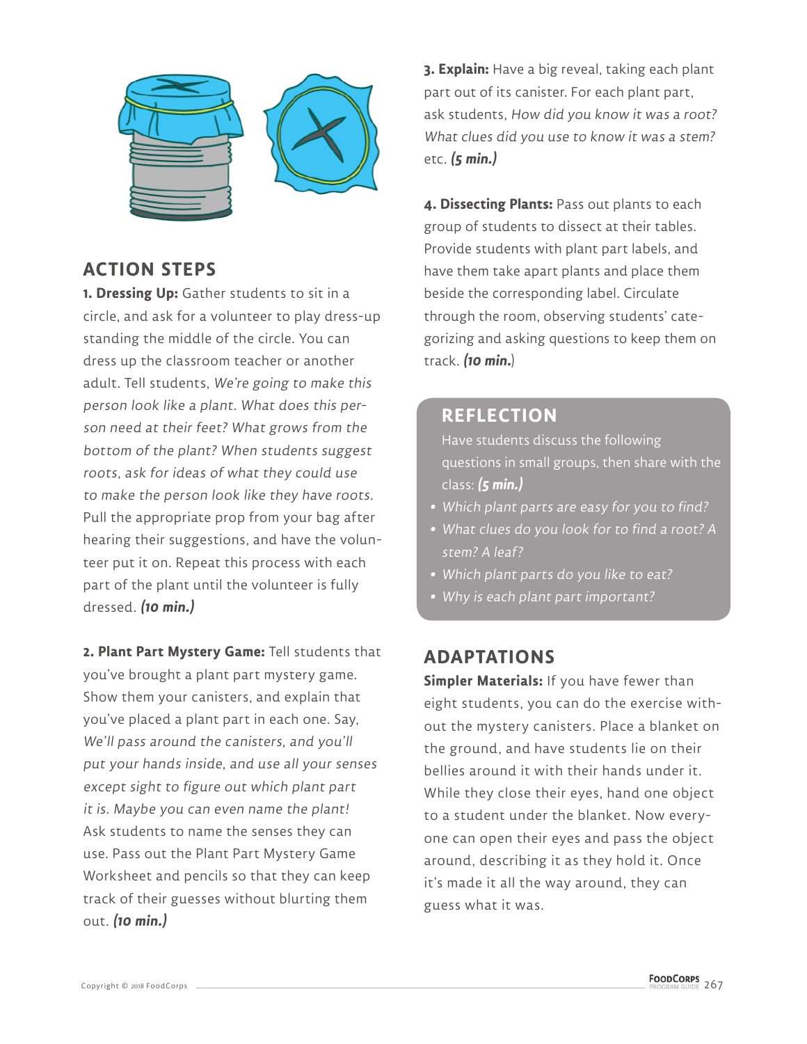## ACTION STEPS

**1. Dressing Up:** Gather students to sit in a circle, and ask for a volunteer to play dress-up standing the middle of the circle. You can dress up the classroom teacher or another adult. Tell students, *We're going to make this person look like a plant. What does this person need at their feet? What grows from the bottom of the plant? When students suggest roots, ask for ideas of what they could use to make the person look like they have roots.* Pull the appropriate prop from your bag after hearing their suggestions, and have the volunteer put it on. Repeat this process with each part of the plant until the volunteer is fully dressed. ***(10 min.)***

**2. Plant Part Mystery Game:** Tell students that you've brought a plant part mystery game. Show them your canisters, and explain that you've placed a plant part in each one. Say, *We'll pass around the canisters, and you'll put your hands inside, and use all your senses except sight to figure out which plant part it is. Maybe you can even name the plant!* Ask students to name the senses they can use. Pass out the Plant Part Mystery Game Worksheet and pencils so that they can keep track of their guesses without blurting them out. ***(10 min.)***

**3. Explain:** Have a big reveal, taking each plant part out of its canister. For each plant part, ask students, *How did you know it was a root? What clues did you use to know it was a stem?* etc. ***(5 min.)***

**4. Dissecting Plants:** Pass out plants to each group of students to dissect at their tables. Provide students with plant part labels, and have them take apart plants and place them beside the corresponding label. Circulate through the room, observing students' categorizing and asking questions to keep them on track. ***(10 min.)***

## REFLECTION

Have students discuss the following questions in small groups, then share with the class: ***(5 min.)***

- *Which plant parts are easy for you to find?*
- *What clues do you look for to find a root? A stem? A leaf?*
- *Which plant parts do you like to eat?*
- *Why is each plant part important?*

## ADAPTATIONS

**Simpler Materials:** If you have fewer than eight students, you can do the exercise without the mystery canisters. Place a blanket on the ground, and have students lie on their bellies around it with their hands under it. While they close their eyes, hand one object to a student under the blanket. Now everyone can open their eyes and pass the object around, describing it as they hold it. Once it's made it all the way around, they can guess what it was.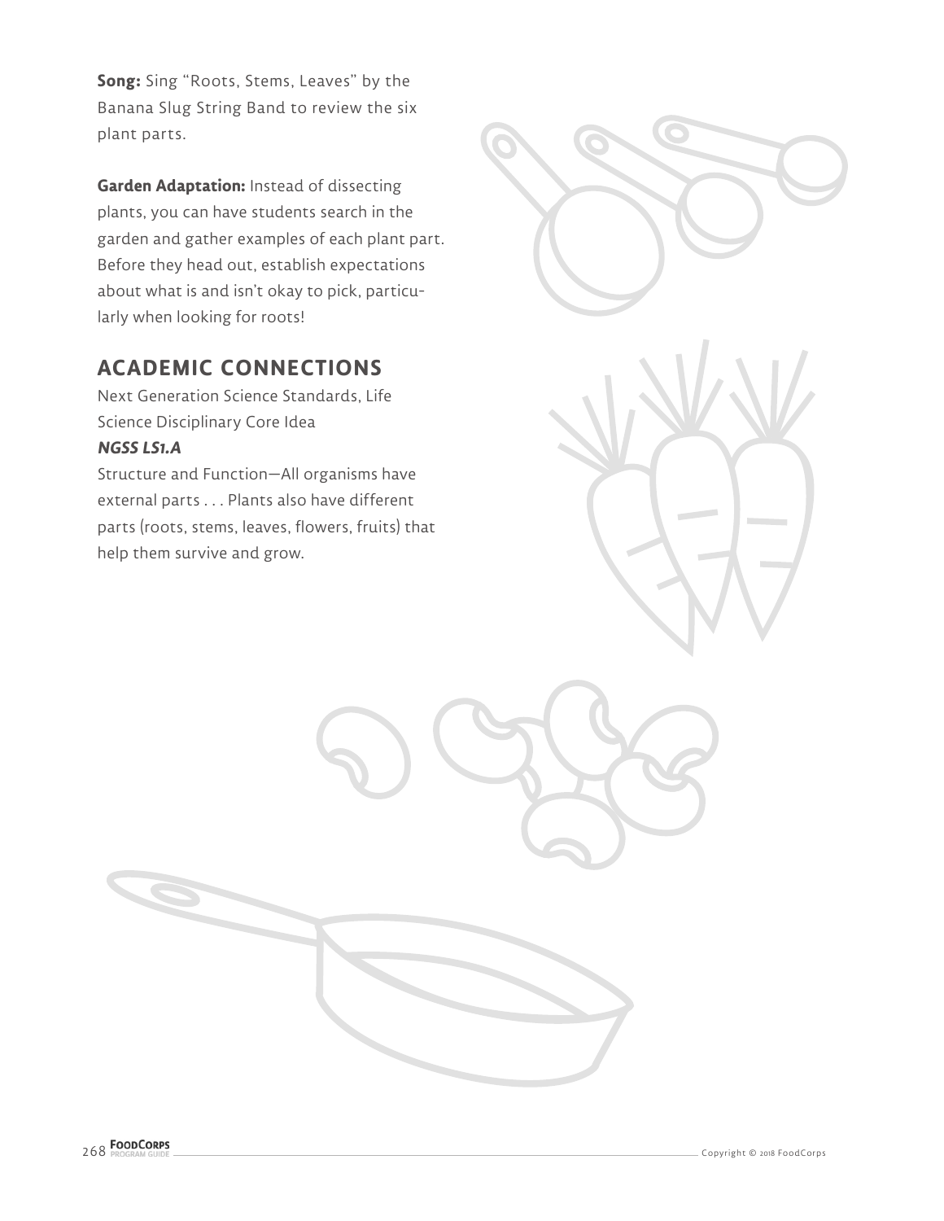**Song:** Sing "Roots, Stems, Leaves" by the Banana Slug String Band to review the six plant parts.

**Garden Adaptation:** Instead of dissecting plants, you can have students search in the garden and gather examples of each plant part. Before they head out, establish expectations about what is and isn't okay to pick, particularly when looking for roots!

## ACADEMIC CONNECTIONS

Next Generation Science Standards, Life Science Disciplinary Core Idea

***NGSS LS1.A***

Structure and Function—All organisms have external parts . . . Plants also have different parts (roots, stems, leaves, flowers, fruits) that help them survive and grow.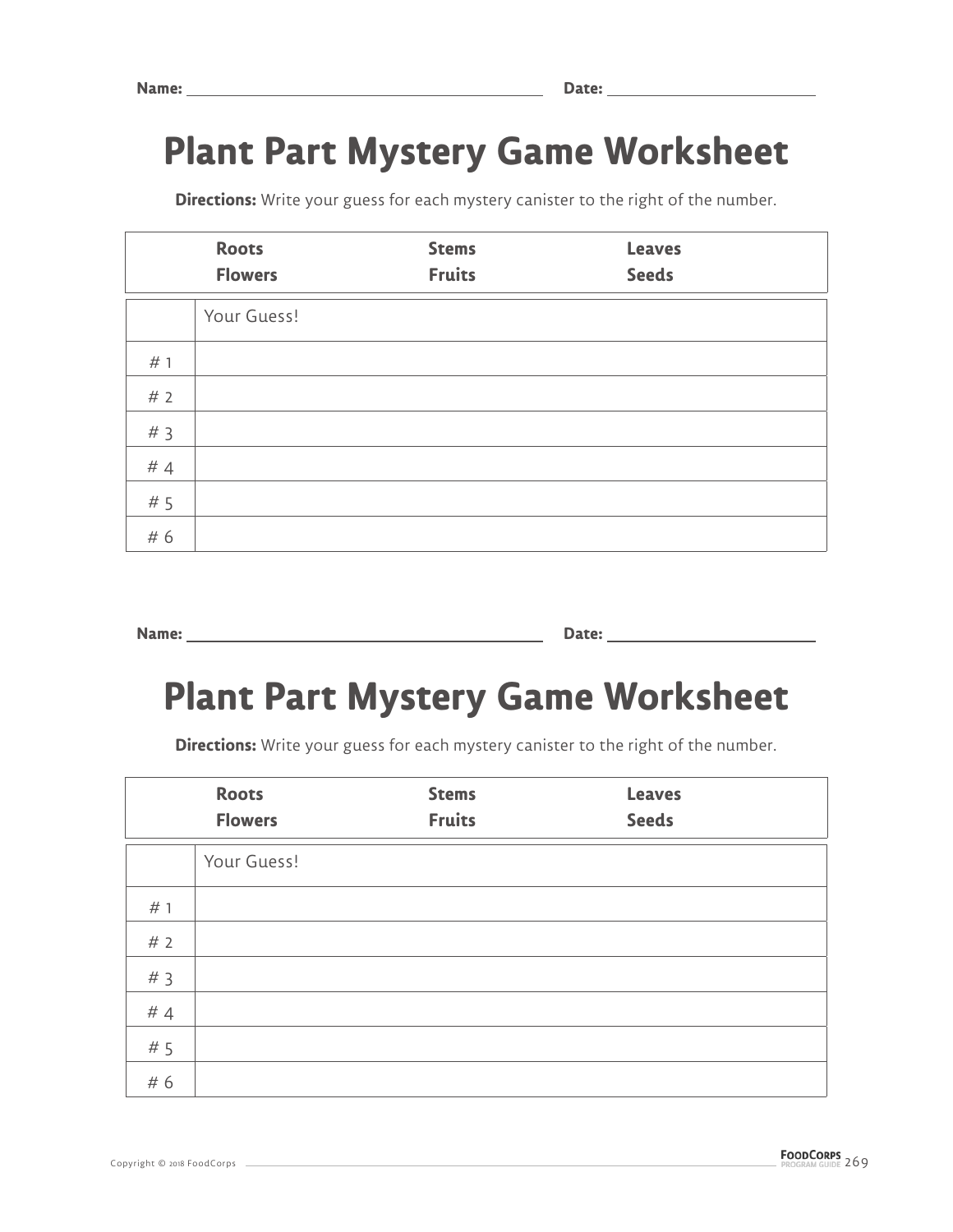Name: ______________________________ Date: ____________________

# Plant Part Mystery Game Worksheet

**Directions:** Write your guess for each mystery canister to the right of the number.

| **Roots** | **Stems** | **Leaves** |
|---|---|---|
| **Flowers** | **Fruits** | **Seeds** |

| | Your Guess! |
|---|---|
| # 1 | |
| # 2 | |
| # 3 | |
| # 4 | |
| # 5 | |
| # 6 | |

Name: ______________________________ Date: ____________________

# Plant Part Mystery Game Worksheet

**Directions:** Write your guess for each mystery canister to the right of the number.

| **Roots** | **Stems** | **Leaves** |
|---|---|---|
| **Flowers** | **Fruits** | **Seeds** |

| | Your Guess! |
|---|---|
| # 1 | |
| # 2 | |
| # 3 | |
| # 4 | |
| # 5 | |
| # 6 | |

Copyright © 2018 FoodCorps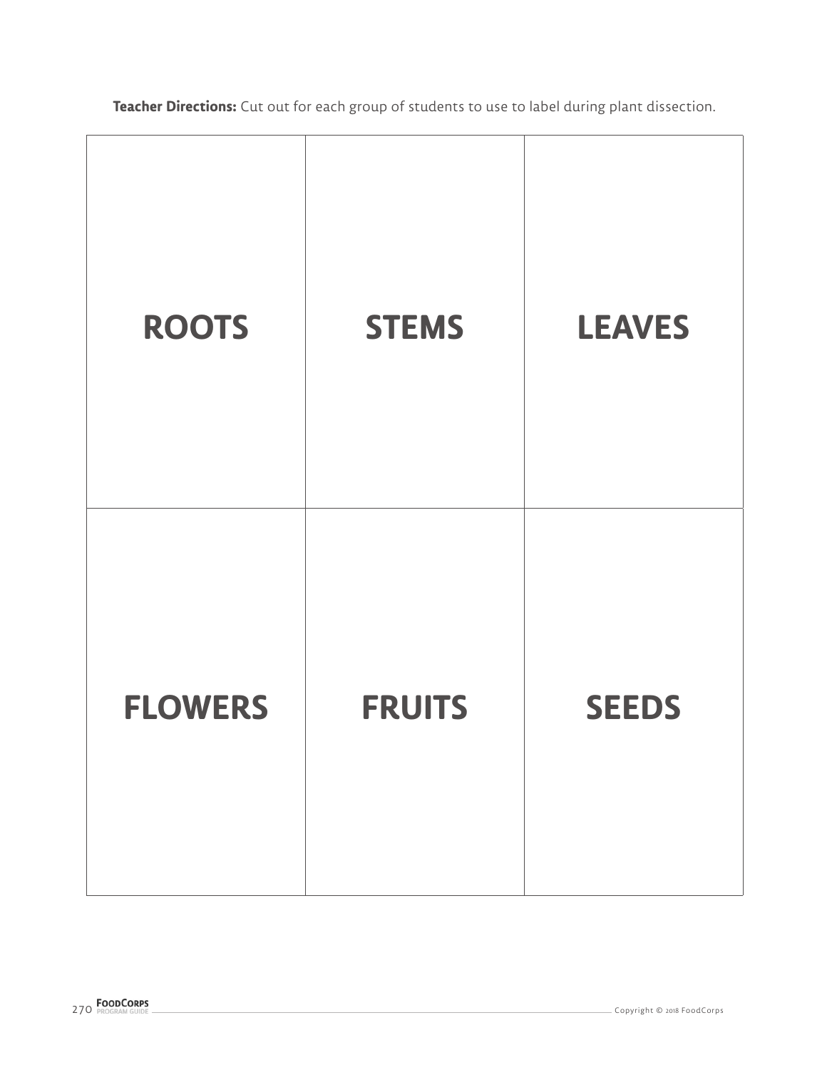**Teacher Directions:** Cut out for each group of students to use to label during plant dissection.

| | | |
|---|---|---|
| **ROOTS** | **STEMS** | **LEAVES** |
| **FLOWERS** | **FRUITS** | **SEEDS** |